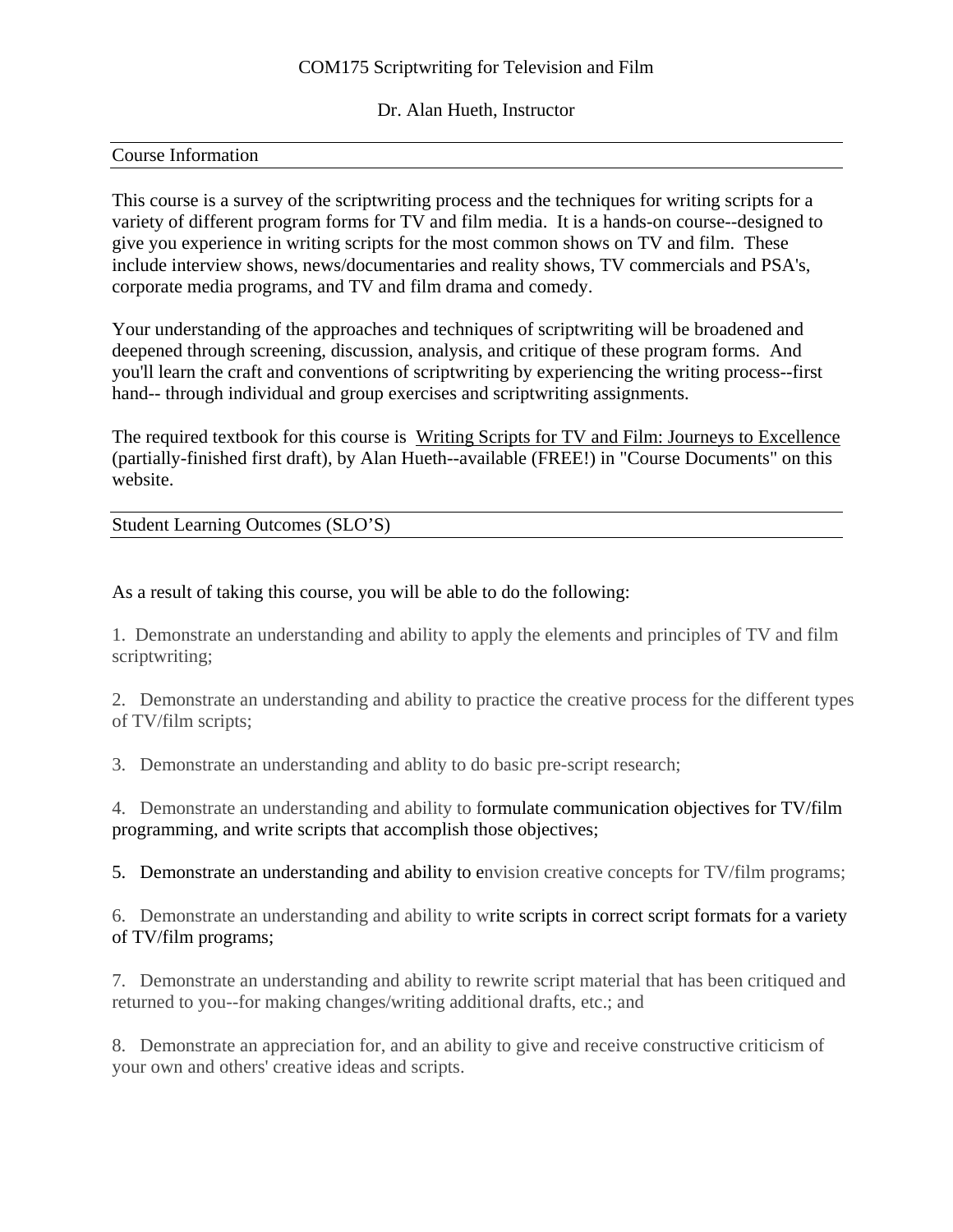# COM175 Scriptwriting for Television and Film

Dr. Alan Hueth, Instructor

## Course Information

This course is a survey of the scriptwriting process and the techniques for writing scripts for a variety of different program forms for TV and film media. It is a hands-on course--designed to give you experience in writing scripts for the most common shows on TV and film. These include interview shows, news/documentaries and reality shows, TV commercials and PSA's, corporate media programs, and TV and film drama and comedy.

Your understanding of the approaches and techniques of scriptwriting will be broadened and deepened through screening, discussion, analysis, and critique of these program forms. And you'll learn the craft and conventions of scriptwriting by experiencing the writing process--first hand-- through individual and group exercises and scriptwriting assignments.

The required textbook for this course is Writing Scripts for TV and Film: Journeys to Excellence (partially-finished first draft), by Alan Hueth--available (FREE!) in "Course Documents" on this website.

## Student Learning Outcomes (SLO'S)

As a result of taking this course, you will be able to do the following:

1. Demonstrate an understanding and ability to apply the elements and principles of TV and film scriptwriting;

2. Demonstrate an understanding and ability to practice the creative process for the different types of TV/film scripts;

3. Demonstrate an understanding and ablity to do basic pre-script research;

4. Demonstrate an understanding and ability to formulate communication objectives for TV/film programming, and write scripts that accomplish those objectives;

5. Demonstrate an understanding and ability to envision creative concepts for TV/film programs;

6. Demonstrate an understanding and ability to write scripts in correct script formats for a variety of TV/film programs;

7. Demonstrate an understanding and ability to rewrite script material that has been critiqued and returned to you--for making changes/writing additional drafts, etc.; and

8. Demonstrate an appreciation for, and an ability to give and receive constructive criticism of your own and others' creative ideas and scripts.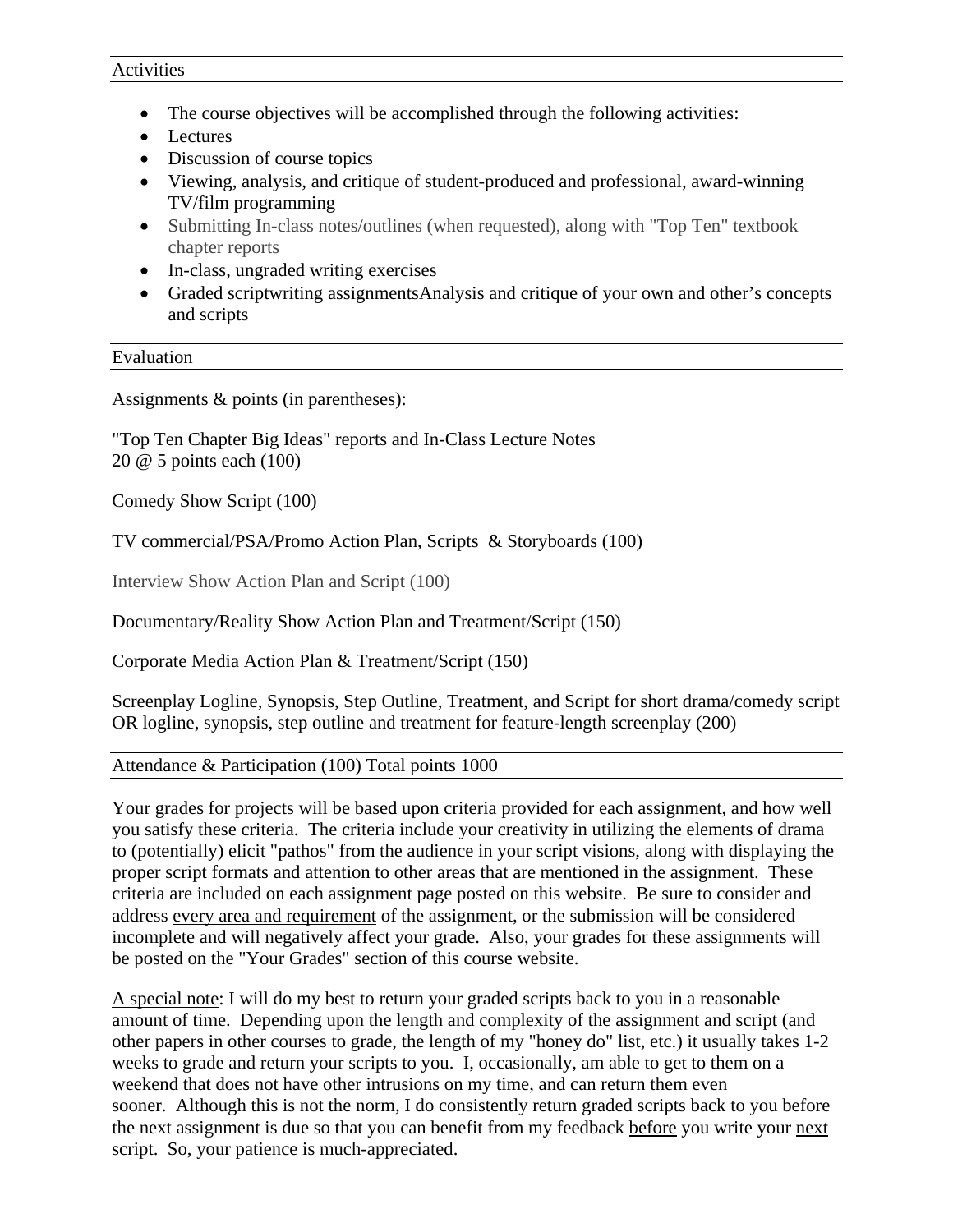## Activities

- The course objectives will be accomplished through the following activities:
- Lectures
- Discussion of course topics
- Viewing, analysis, and critique of student-produced and professional, award-winning TV/film programming
- Submitting In-class notes/outlines (when requested), along with "Top Ten" textbook chapter reports
- In-class, ungraded writing exercises
- Graded scriptwriting assignmentsAnalysis and critique of your own and other's concepts and scripts

## Evaluation

Assignments & points (in parentheses):

"Top Ten Chapter Big Ideas" reports and In-Class Lecture Notes
20 @ 5 points each (100)

Comedy Show Script (100)

TV commercial/PSA/Promo Action Plan, Scripts & Storyboards (100)

Interview Show Action Plan and Script (100)

Documentary/Reality Show Action Plan and Treatment/Script (150)

Corporate Media Action Plan & Treatment/Script (150)

Screenplay Logline, Synopsis, Step Outline, Treatment, and Script for short drama/comedy script OR logline, synopsis, step outline and treatment for feature-length screenplay (200)

Attendance & Participation (100) Total points 1000

Your grades for projects will be based upon criteria provided for each assignment, and how well you satisfy these criteria. The criteria include your creativity in utilizing the elements of drama to (potentially) elicit "pathos" from the audience in your script visions, along with displaying the proper script formats and attention to other areas that are mentioned in the assignment. These criteria are included on each assignment page posted on this website. Be sure to consider and address every area and requirement of the assignment, or the submission will be considered incomplete and will negatively affect your grade. Also, your grades for these assignments will be posted on the "Your Grades" section of this course website.

A special note: I will do my best to return your graded scripts back to you in a reasonable amount of time. Depending upon the length and complexity of the assignment and script (and other papers in other courses to grade, the length of my "honey do" list, etc.) it usually takes 1-2 weeks to grade and return your scripts to you. I, occasionally, am able to get to them on a weekend that does not have other intrusions on my time, and can return them even sooner. Although this is not the norm, I do consistently return graded scripts back to you before the next assignment is due so that you can benefit from my feedback before you write your next script. So, your patience is much-appreciated.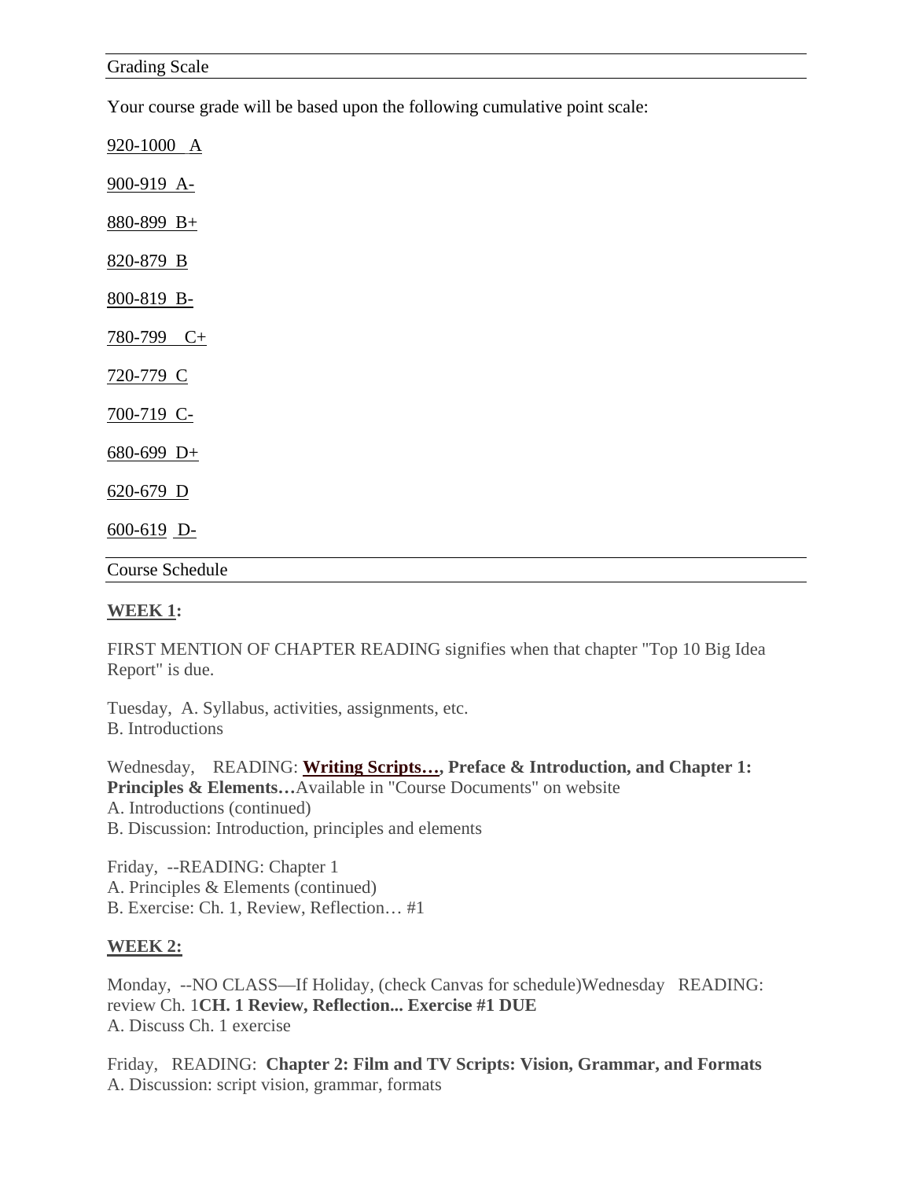## Grading Scale

Your course grade will be based upon the following cumulative point scale:

920-1000 A

900-919 A-

880-899 B+

820-879 B

800-819 B-

780-799 C+

720-779 C

700-719 C-

680-699 D+

620-679 D

600-619 D-

## Course Schedule

**WEEK 1:**

FIRST MENTION OF CHAPTER READING signifies when that chapter "Top 10 Big Idea Report" is due.

Tuesday, A. Syllabus, activities, assignments, etc.
B. Introductions

Wednesday, READING: **Writing Scripts…, Preface & Introduction, and Chapter 1: Principles & Elements…** Available in "Course Documents" on website
A. Introductions (continued)
B. Discussion: Introduction, principles and elements

Friday, --READING: Chapter 1
A. Principles & Elements (continued)
B. Exercise: Ch. 1, Review, Reflection… #1

**WEEK 2:**

Monday, --NO CLASS—If Holiday, (check Canvas for schedule)Wednesday READING: review Ch. 1 **CH. 1 Review, Reflection... Exercise #1 DUE**
A. Discuss Ch. 1 exercise

Friday, READING: **Chapter 2: Film and TV Scripts: Vision, Grammar, and Formats**
A. Discussion: script vision, grammar, formats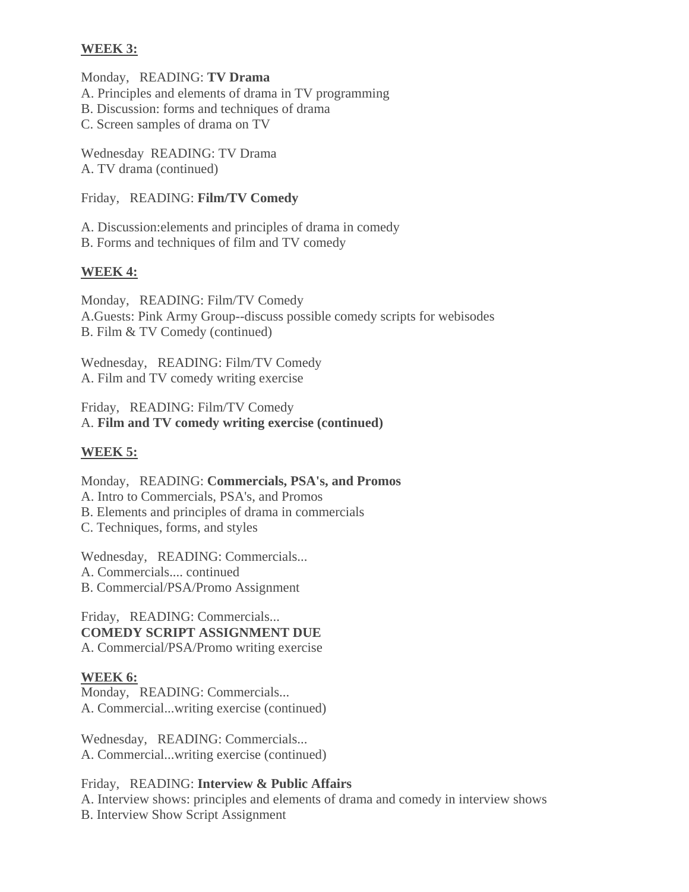**WEEK 3:**

Monday, READING: **TV Drama**
A. Principles and elements of drama in TV programming
B. Discussion: forms and techniques of drama
C. Screen samples of drama on TV

Wednesday READING: TV Drama
A. TV drama (continued)

Friday, READING: **Film/TV Comedy**

A. Discussion:elements and principles of drama in comedy
B. Forms and techniques of film and TV comedy

**WEEK 4:**

Monday, READING: Film/TV Comedy
A.Guests: Pink Army Group--discuss possible comedy scripts for webisodes
B. Film & TV Comedy (continued)

Wednesday, READING: Film/TV Comedy
A. Film and TV comedy writing exercise

Friday, READING: Film/TV Comedy
A. **Film and TV comedy writing exercise (continued)**

**WEEK 5:**

Monday, READING: **Commercials, PSA's, and Promos**
A. Intro to Commercials, PSA's, and Promos
B. Elements and principles of drama in commercials
C. Techniques, forms, and styles

Wednesday, READING: Commercials...
A. Commercials.... continued
B. Commercial/PSA/Promo Assignment

Friday, READING: Commercials...
**COMEDY SCRIPT ASSIGNMENT DUE**
A. Commercial/PSA/Promo writing exercise

**WEEK 6:**

Monday, READING: Commercials...
A. Commercial...writing exercise (continued)

Wednesday, READING: Commercials...
A. Commercial...writing exercise (continued)

Friday, READING: **Interview & Public Affairs**
A. Interview shows: principles and elements of drama and comedy in interview shows
B. Interview Show Script Assignment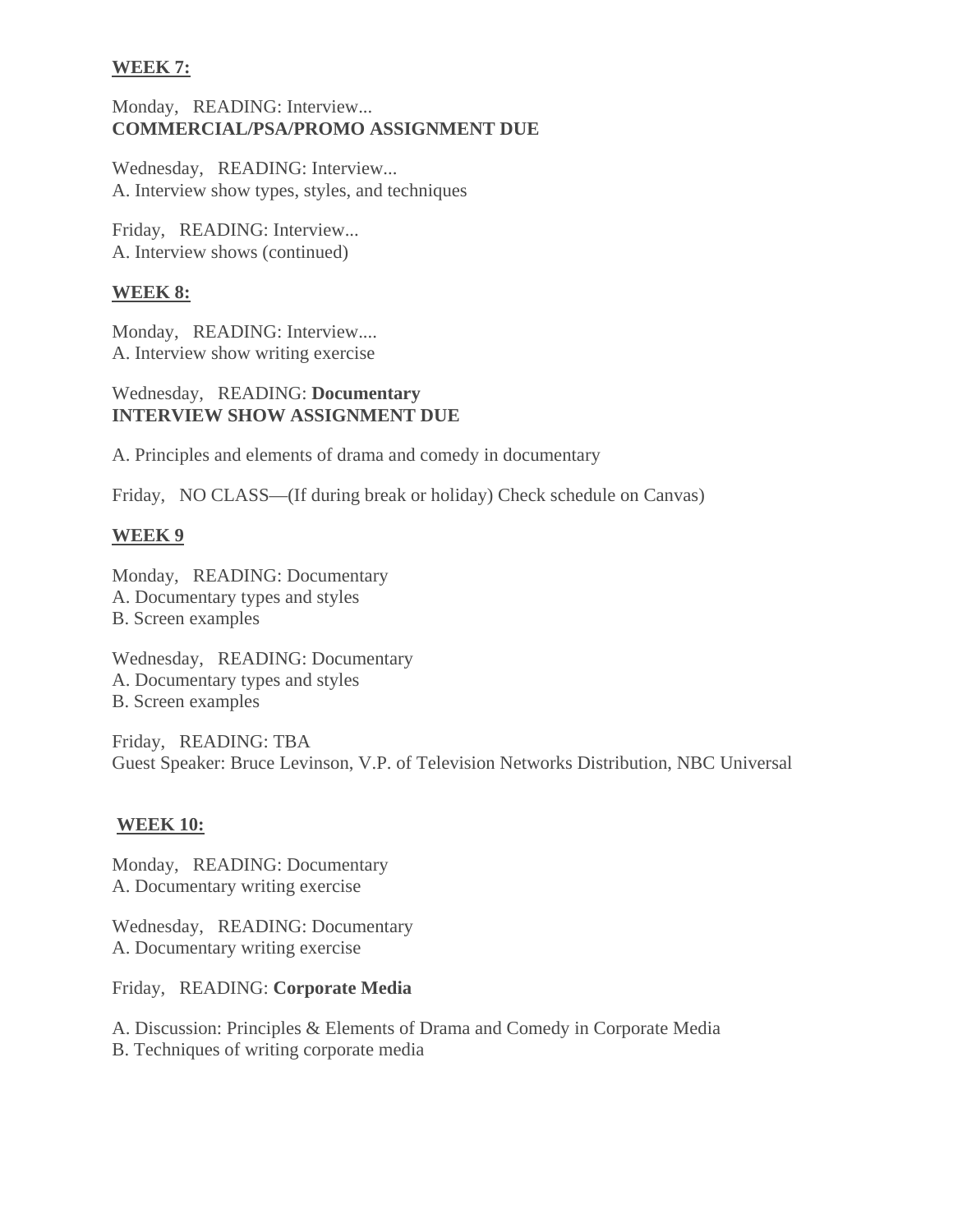**WEEK 7:**

Monday, READING: Interview...
**COMMERCIAL/PSA/PROMO ASSIGNMENT DUE**

Wednesday, READING: Interview...
A. Interview show types, styles, and techniques

Friday, READING: Interview...
A. Interview shows (continued)

**WEEK 8:**

Monday, READING: Interview....
A. Interview show writing exercise

Wednesday, READING: **Documentary**
**INTERVIEW SHOW ASSIGNMENT DUE**

A. Principles and elements of drama and comedy in documentary

Friday, NO CLASS—(If during break or holiday) Check schedule on Canvas)

**WEEK 9**

Monday, READING: Documentary
A. Documentary types and styles
B. Screen examples

Wednesday, READING: Documentary
A. Documentary types and styles
B. Screen examples

Friday, READING: TBA
Guest Speaker: Bruce Levinson, V.P. of Television Networks Distribution, NBC Universal

**WEEK 10:**

Monday, READING: Documentary
A. Documentary writing exercise

Wednesday, READING: Documentary
A. Documentary writing exercise

Friday, READING: **Corporate Media**

A. Discussion: Principles & Elements of Drama and Comedy in Corporate Media
B. Techniques of writing corporate media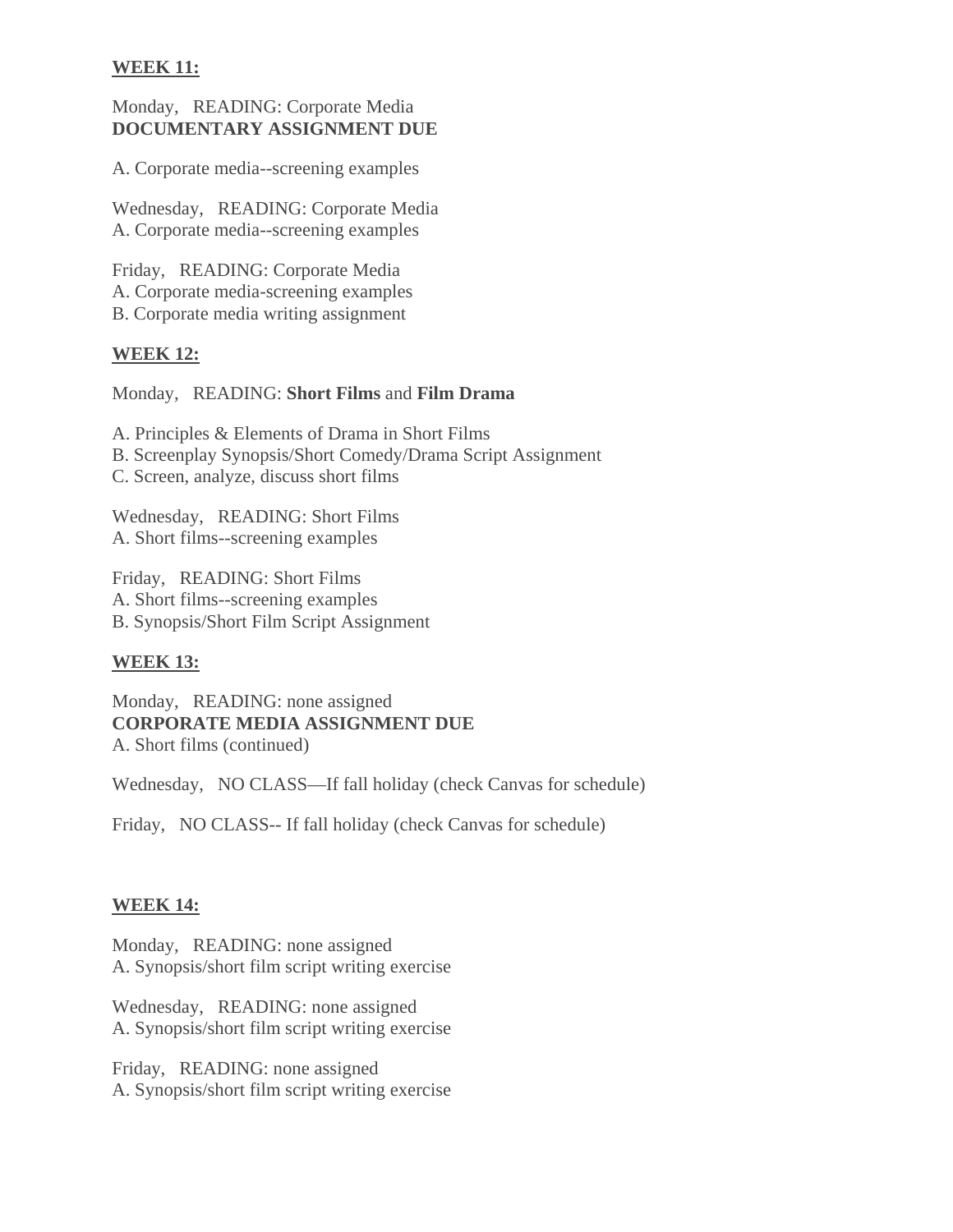**WEEK 11:**

Monday,   READING: Corporate Media
**DOCUMENTARY ASSIGNMENT DUE**

A. Corporate media--screening examples

Wednesday,   READING: Corporate Media
A. Corporate media--screening examples

Friday,   READING: Corporate Media
A. Corporate media-screening examples
B. Corporate media writing assignment

**WEEK 12:**

Monday,   READING: **Short Films** and **Film Drama**

A. Principles & Elements of Drama in Short Films
B. Screenplay Synopsis/Short Comedy/Drama Script Assignment
C. Screen, analyze, discuss short films

Wednesday,   READING: Short Films
A. Short films--screening examples

Friday,   READING: Short Films
A. Short films--screening examples
B. Synopsis/Short Film Script Assignment

**WEEK 13:**

Monday,   READING: none assigned
**CORPORATE MEDIA ASSIGNMENT DUE**
A. Short films (continued)

Wednesday,   NO CLASS—If fall holiday (check Canvas for schedule)

Friday,   NO CLASS-- If fall holiday (check Canvas for schedule)

**WEEK 14:**

Monday,   READING: none assigned
A. Synopsis/short film script writing exercise

Wednesday,   READING: none assigned
A. Synopsis/short film script writing exercise

Friday,   READING: none assigned
A. Synopsis/short film script writing exercise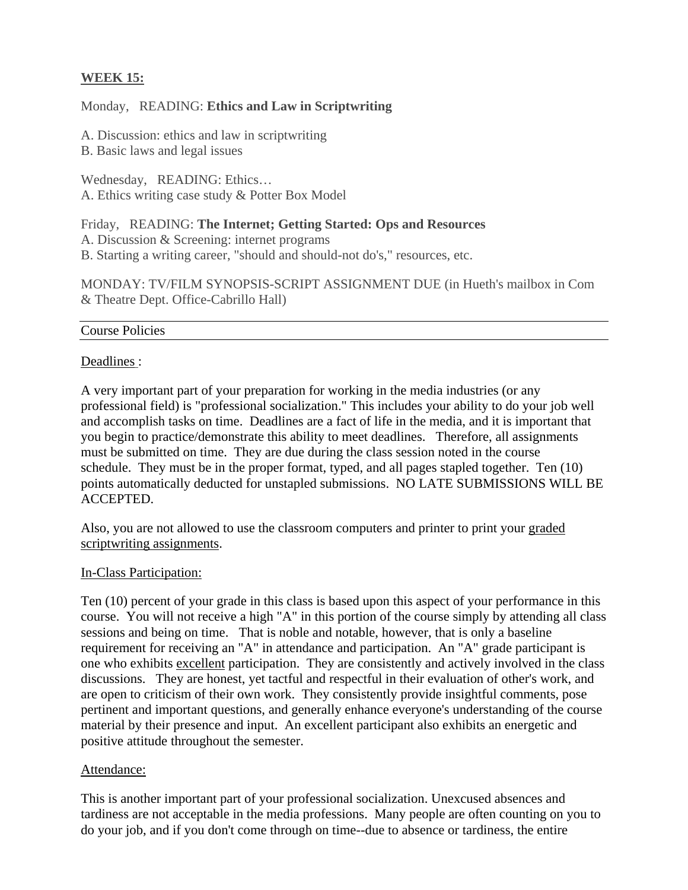**WEEK 15:**

Monday, READING: **Ethics and Law in Scriptwriting**

A. Discussion: ethics and law in scriptwriting
B. Basic laws and legal issues

Wednesday, READING: Ethics…
A. Ethics writing case study & Potter Box Model

Friday, READING: **The Internet; Getting Started: Ops and Resources**
A. Discussion & Screening: internet programs
B. Starting a writing career, "should and should-not do's," resources, etc.

MONDAY: TV/FILM SYNOPSIS-SCRIPT ASSIGNMENT DUE (in Hueth's mailbox in Com & Theatre Dept. Office-Cabrillo Hall)

---

Course Policies

---

Deadlines :

A very important part of your preparation for working in the media industries (or any professional field) is "professional socialization." This includes your ability to do your job well and accomplish tasks on time. Deadlines are a fact of life in the media, and it is important that you begin to practice/demonstrate this ability to meet deadlines. Therefore, all assignments must be submitted on time. They are due during the class session noted in the course schedule. They must be in the proper format, typed, and all pages stapled together. Ten (10) points automatically deducted for unstapled submissions. NO LATE SUBMISSIONS WILL BE ACCEPTED.

Also, you are not allowed to use the classroom computers and printer to print your graded scriptwriting assignments.

In-Class Participation:

Ten (10) percent of your grade in this class is based upon this aspect of your performance in this course. You will not receive a high "A" in this portion of the course simply by attending all class sessions and being on time. That is noble and notable, however, that is only a baseline requirement for receiving an "A" in attendance and participation. An "A" grade participant is one who exhibits excellent participation. They are consistently and actively involved in the class discussions. They are honest, yet tactful and respectful in their evaluation of other's work, and are open to criticism of their own work. They consistently provide insightful comments, pose pertinent and important questions, and generally enhance everyone's understanding of the course material by their presence and input. An excellent participant also exhibits an energetic and positive attitude throughout the semester.

Attendance:

This is another important part of your professional socialization. Unexcused absences and tardiness are not acceptable in the media professions. Many people are often counting on you to do your job, and if you don't come through on time--due to absence or tardiness, the entire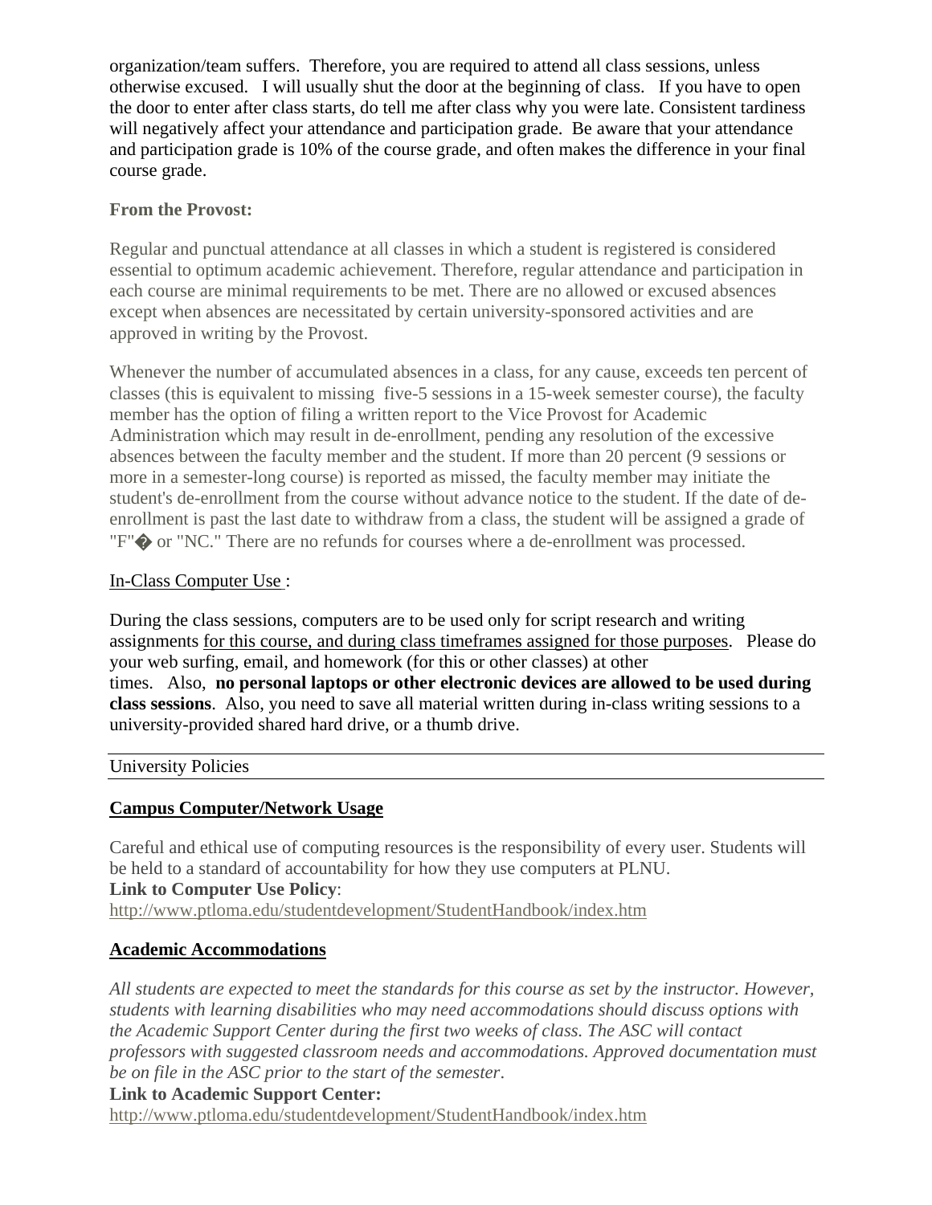organization/team suffers. Therefore, you are required to attend all class sessions, unless otherwise excused. I will usually shut the door at the beginning of class. If you have to open the door to enter after class starts, do tell me after class why you were late. Consistent tardiness will negatively affect your attendance and participation grade. Be aware that your attendance and participation grade is 10% of the course grade, and often makes the difference in your final course grade.

**From the Provost:**

Regular and punctual attendance at all classes in which a student is registered is considered essential to optimum academic achievement. Therefore, regular attendance and participation in each course are minimal requirements to be met. There are no allowed or excused absences except when absences are necessitated by certain university-sponsored activities and are approved in writing by the Provost.

Whenever the number of accumulated absences in a class, for any cause, exceeds ten percent of classes (this is equivalent to missing five-5 sessions in a 15-week semester course), the faculty member has the option of filing a written report to the Vice Provost for Academic Administration which may result in de-enrollment, pending any resolution of the excessive absences between the faculty member and the student. If more than 20 percent (9 sessions or more in a semester-long course) is reported as missed, the faculty member may initiate the student's de-enrollment from the course without advance notice to the student. If the date of de-enrollment is past the last date to withdraw from a class, the student will be assigned a grade of "F"� or "NC." There are no refunds for courses where a de-enrollment was processed.

<u>In-Class Computer Use</u> :

During the class sessions, computers are to be used only for script research and writing assignments <u>for this course, and during class timeframes assigned for those purposes</u>. Please do your web surfing, email, and homework (for this or other classes) at other times. Also, **no personal laptops or other electronic devices are allowed to be used during class sessions**. Also, you need to save all material written during in-class writing sessions to a university-provided shared hard drive, or a thumb drive.

## University Policies

### Campus Computer/Network Usage

Careful and ethical use of computing resources is the responsibility of every user. Students will be held to a standard of accountability for how they use computers at PLNU.
**Link to Computer Use Policy**:
http://www.ptloma.edu/studentdevelopment/StudentHandbook/index.htm

### Academic Accommodations

*All students are expected to meet the standards for this course as set by the instructor. However, students with learning disabilities who may need accommodations should discuss options with the Academic Support Center during the first two weeks of class. The ASC will contact professors with suggested classroom needs and accommodations. Approved documentation must be on file in the ASC prior to the start of the semester*.
**Link to Academic Support Center:**
http://www.ptloma.edu/studentdevelopment/StudentHandbook/index.htm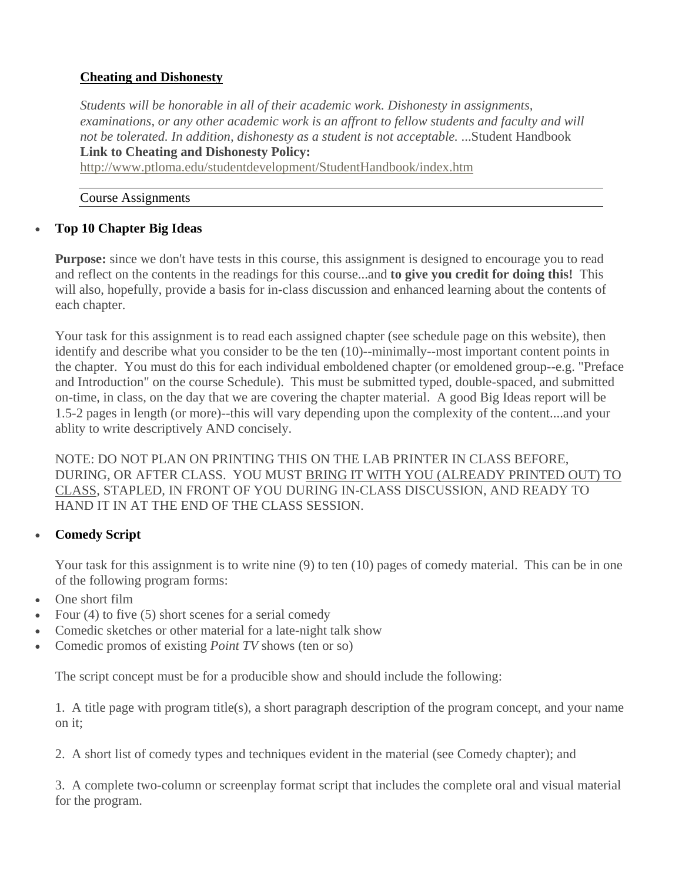## Cheating and Dishonesty

*Students will be honorable in all of their academic work. Dishonesty in assignments, examinations, or any other academic work is an affront to fellow students and faculty and will not be tolerated. In addition, dishonesty as a student is not acceptable. ...*Student Handbook
**Link to Cheating and Dishonesty Policy:**
http://www.ptloma.edu/studentdevelopment/StudentHandbook/index.htm

## Course Assignments

- **Top 10 Chapter Big Ideas**

  **Purpose:** since we don't have tests in this course, this assignment is designed to encourage you to read and reflect on the contents in the readings for this course...and **to give you credit for doing this!** This will also, hopefully, provide a basis for in-class discussion and enhanced learning about the contents of each chapter.

  Your task for this assignment is to read each assigned chapter (see schedule page on this website), then identify and describe what you consider to be the ten (10)--minimally--most important content points in the chapter. You must do this for each individual emboldened chapter (or emoldened group--e.g. "Preface and Introduction" on the course Schedule). This must be submitted typed, double-spaced, and submitted on-time, in class, on the day that we are covering the chapter material. A good Big Ideas report will be 1.5-2 pages in length (or more)--this will vary depending upon the complexity of the content....and your ablity to write descriptively AND concisely.

  NOTE: DO NOT PLAN ON PRINTING THIS ON THE LAB PRINTER IN CLASS BEFORE, DURING, OR AFTER CLASS. YOU MUST BRING IT WITH YOU (ALREADY PRINTED OUT) TO CLASS, STAPLED, IN FRONT OF YOU DURING IN-CLASS DISCUSSION, AND READY TO HAND IT IN AT THE END OF THE CLASS SESSION.

- **Comedy Script**

  Your task for this assignment is to write nine (9) to ten (10) pages of comedy material. This can be in one of the following program forms:

- One short film
- Four (4) to five (5) short scenes for a serial comedy
- Comedic sketches or other material for a late-night talk show
- Comedic promos of existing *Point TV* shows (ten or so)

  The script concept must be for a producible show and should include the following:

  1. A title page with program title(s), a short paragraph description of the program concept, and your name on it;

  2. A short list of comedy types and techniques evident in the material (see Comedy chapter); and

  3. A complete two-column or screenplay format script that includes the complete oral and visual material for the program.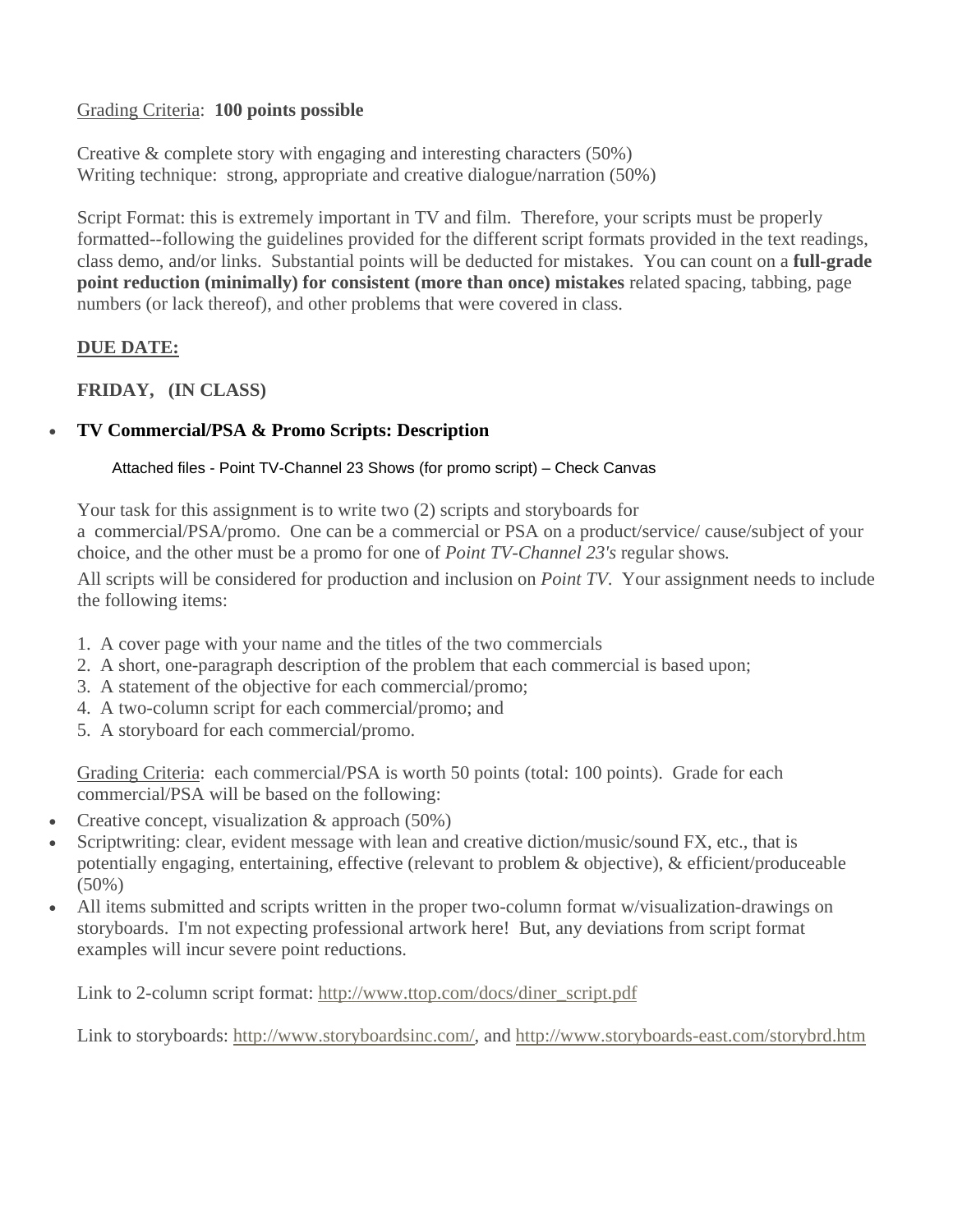Grading Criteria: **100 points possible**

Creative & complete story with engaging and interesting characters (50%)
Writing technique: strong, appropriate and creative dialogue/narration (50%)

Script Format: this is extremely important in TV and film. Therefore, your scripts must be properly formatted--following the guidelines provided for the different script formats provided in the text readings, class demo, and/or links. Substantial points will be deducted for mistakes. You can count on a **full-grade point reduction (minimally) for consistent (more than once) mistakes** related spacing, tabbing, page numbers (or lack thereof), and other problems that were covered in class.

**DUE DATE:**

**FRIDAY, (IN CLASS)**

- **TV Commercial/PSA & Promo Scripts: Description**

  Attached files - Point TV-Channel 23 Shows (for promo script) – Check Canvas

Your task for this assignment is to write two (2) scripts and storyboards for a commercial/PSA/promo. One can be a commercial or PSA on a product/service/ cause/subject of your choice, and the other must be a promo for one of *Point TV-Channel 23's* regular shows.

All scripts will be considered for production and inclusion on *Point TV*. Your assignment needs to include the following items:

1. A cover page with your name and the titles of the two commercials
2. A short, one-paragraph description of the problem that each commercial is based upon;
3. A statement of the objective for each commercial/promo;
4. A two-column script for each commercial/promo; and
5. A storyboard for each commercial/promo.

Grading Criteria: each commercial/PSA is worth 50 points (total: 100 points). Grade for each commercial/PSA will be based on the following:

- Creative concept, visualization & approach (50%)
- Scriptwriting: clear, evident message with lean and creative diction/music/sound FX, etc., that is potentially engaging, entertaining, effective (relevant to problem & objective), & efficient/produceable (50%)
- All items submitted and scripts written in the proper two-column format w/visualization-drawings on storyboards. I'm not expecting professional artwork here! But, any deviations from script format examples will incur severe point reductions.

Link to 2-column script format: http://www.ttop.com/docs/diner_script.pdf

Link to storyboards: http://www.storyboardsinc.com/, and http://www.storyboards-east.com/storybrd.htm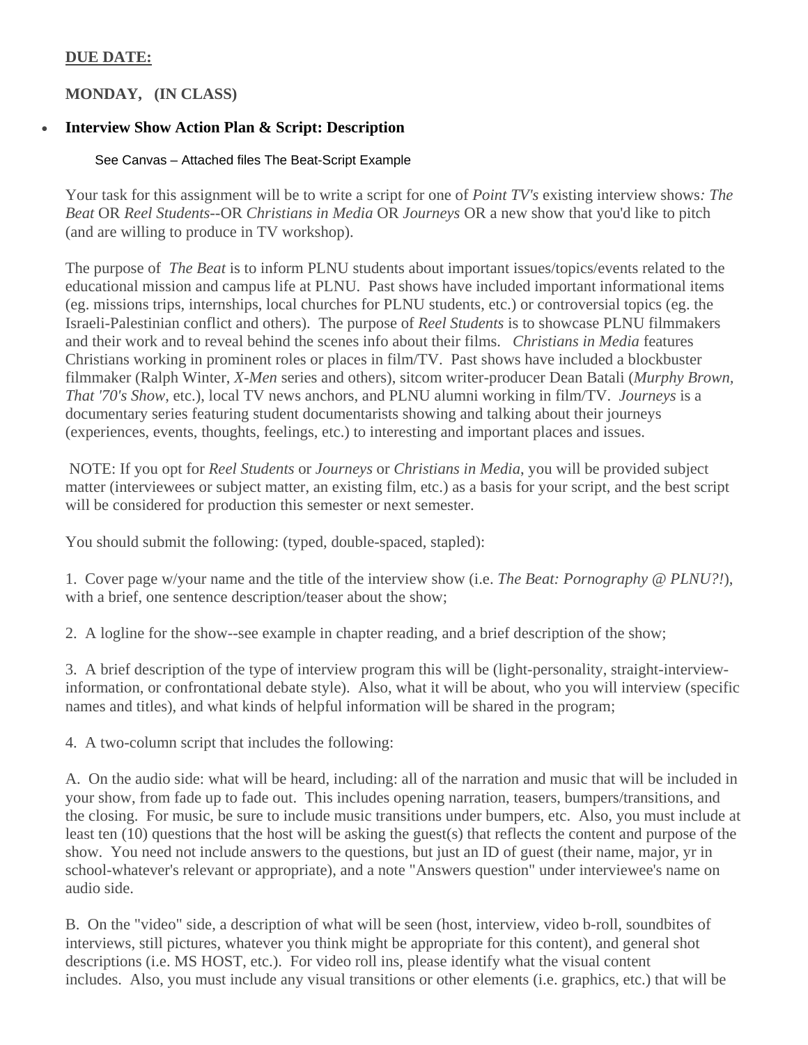**DUE DATE:**

**MONDAY, (IN CLASS)**

- **Interview Show Action Plan & Script: Description**

  See Canvas – Attached files The Beat-Script Example

Your task for this assignment will be to write a script for one of *Point TV's* existing interview shows*: The Beat* OR *Reel Students*--OR *Christians in Media* OR *Journeys* OR a new show that you'd like to pitch (and are willing to produce in TV workshop).

The purpose of *The Beat* is to inform PLNU students about important issues/topics/events related to the educational mission and campus life at PLNU. Past shows have included important informational items (eg. missions trips, internships, local churches for PLNU students, etc.) or controversial topics (eg. the Israeli-Palestinian conflict and others). The purpose of *Reel Students* is to showcase PLNU filmmakers and their work and to reveal behind the scenes info about their films. *Christians in Media* features Christians working in prominent roles or places in film/TV. Past shows have included a blockbuster filmmaker (Ralph Winter, *X-Men* series and others), sitcom writer-producer Dean Batali (*Murphy Brown, That '70's Show*, etc.), local TV news anchors, and PLNU alumni working in film/TV. *Journeys* is a documentary series featuring student documentarists showing and talking about their journeys (experiences, events, thoughts, feelings, etc.) to interesting and important places and issues.

NOTE: If you opt for *Reel Students* or *Journeys* or *Christians in Media*, you will be provided subject matter (interviewees or subject matter, an existing film, etc.) as a basis for your script, and the best script will be considered for production this semester or next semester.

You should submit the following: (typed, double-spaced, stapled):

1. Cover page w/your name and the title of the interview show (i.e. *The Beat: Pornography @ PLNU?!*), with a brief, one sentence description/teaser about the show;

2. A logline for the show--see example in chapter reading, and a brief description of the show;

3. A brief description of the type of interview program this will be (light-personality, straight-interview-information, or confrontational debate style). Also, what it will be about, who you will interview (specific names and titles), and what kinds of helpful information will be shared in the program;

4. A two-column script that includes the following:

A. On the audio side: what will be heard, including: all of the narration and music that will be included in your show, from fade up to fade out. This includes opening narration, teasers, bumpers/transitions, and the closing. For music, be sure to include music transitions under bumpers, etc. Also, you must include at least ten (10) questions that the host will be asking the guest(s) that reflects the content and purpose of the show. You need not include answers to the questions, but just an ID of guest (their name, major, yr in school-whatever's relevant or appropriate), and a note "Answers question" under interviewee's name on audio side.

B. On the "video" side, a description of what will be seen (host, interview, video b-roll, soundbites of interviews, still pictures, whatever you think might be appropriate for this content), and general shot descriptions (i.e. MS HOST, etc.). For video roll ins, please identify what the visual content includes. Also, you must include any visual transitions or other elements (i.e. graphics, etc.) that will be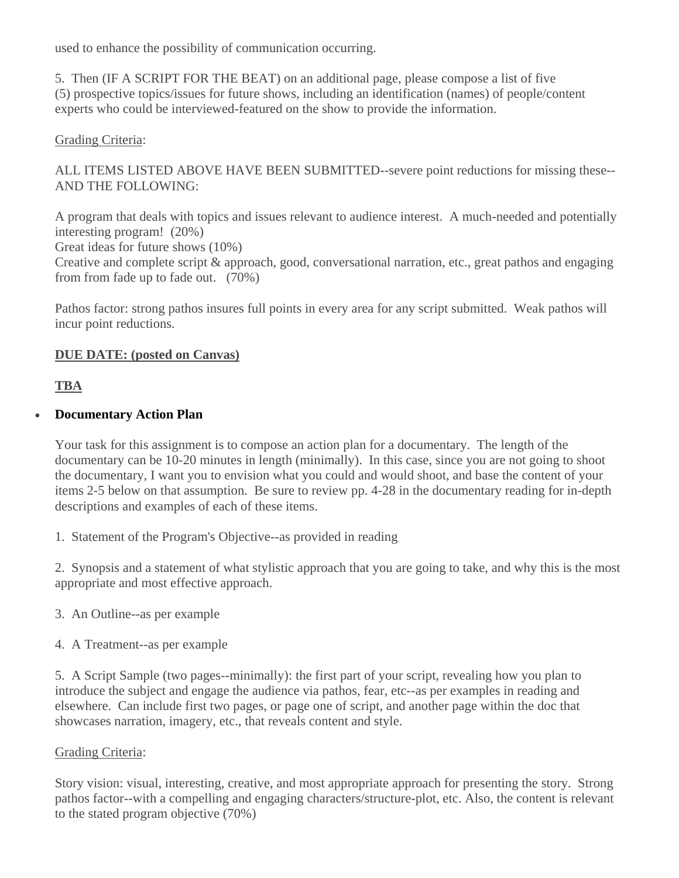used to enhance the possibility of communication occurring.

5. Then (IF A SCRIPT FOR THE BEAT) on an additional page, please compose a list of five (5) prospective topics/issues for future shows, including an identification (names) of people/content experts who could be interviewed-featured on the show to provide the information.

Grading Criteria:

ALL ITEMS LISTED ABOVE HAVE BEEN SUBMITTED--severe point reductions for missing these--AND THE FOLLOWING:

A program that deals with topics and issues relevant to audience interest. A much-needed and potentially interesting program! (20%)
Great ideas for future shows (10%)
Creative and complete script & approach, good, conversational narration, etc., great pathos and engaging from from fade up to fade out. (70%)

Pathos factor: strong pathos insures full points in every area for any script submitted. Weak pathos will incur point reductions.

**DUE DATE: (posted on Canvas)**

**TBA**

- **Documentary Action Plan**

  Your task for this assignment is to compose an action plan for a documentary. The length of the documentary can be 10-20 minutes in length (minimally). In this case, since you are not going to shoot the documentary, I want you to envision what you could and would shoot, and base the content of your items 2-5 below on that assumption. Be sure to review pp. 4-28 in the documentary reading for in-depth descriptions and examples of each of these items.

  1. Statement of the Program's Objective--as provided in reading

  2. Synopsis and a statement of what stylistic approach that you are going to take, and why this is the most appropriate and most effective approach.

  3. An Outline--as per example

  4. A Treatment--as per example

  5. A Script Sample (two pages--minimally): the first part of your script, revealing how you plan to introduce the subject and engage the audience via pathos, fear, etc--as per examples in reading and elsewhere. Can include first two pages, or page one of script, and another page within the doc that showcases narration, imagery, etc., that reveals content and style.

  Grading Criteria:

  Story vision: visual, interesting, creative, and most appropriate approach for presenting the story. Strong pathos factor--with a compelling and engaging characters/structure-plot, etc. Also, the content is relevant to the stated program objective (70%)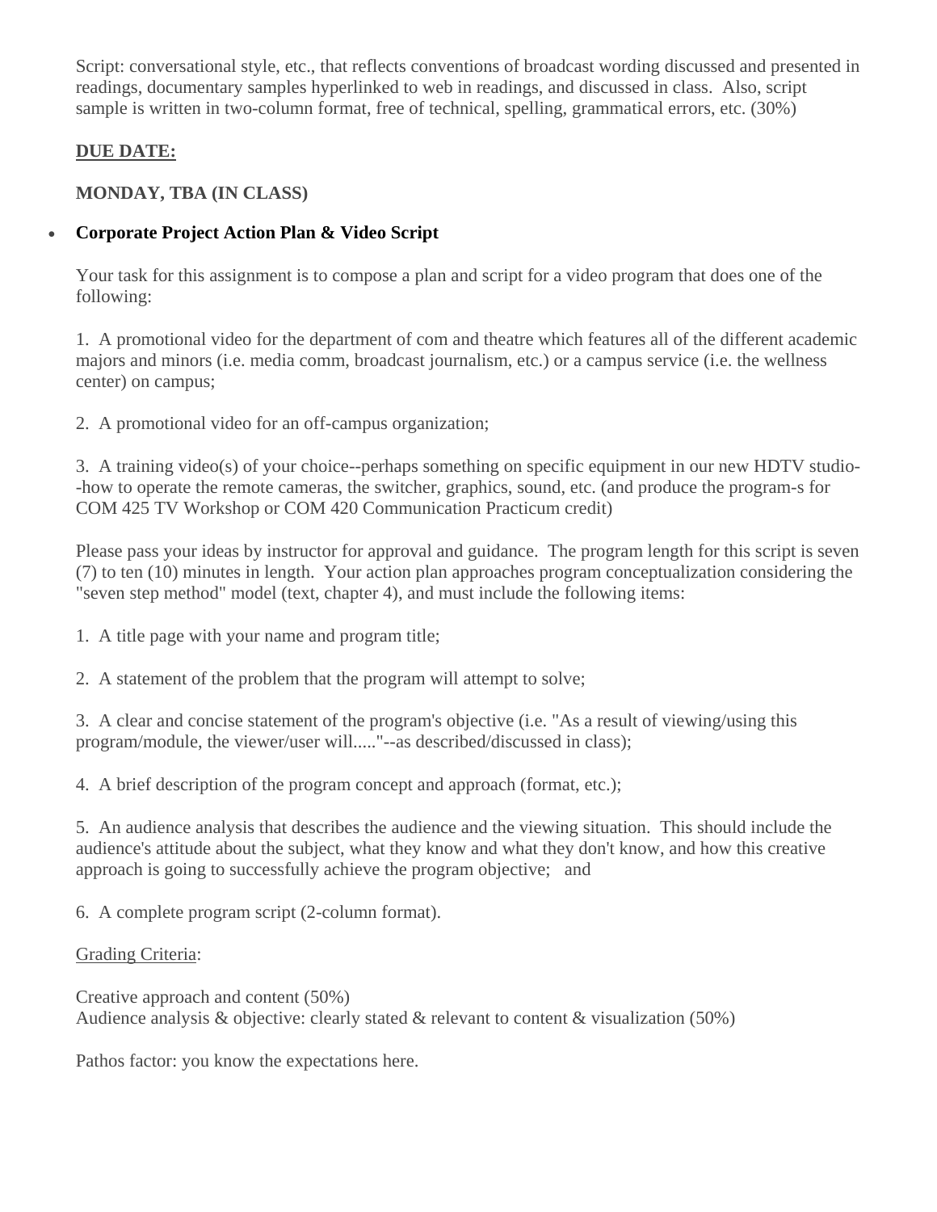Script: conversational style, etc., that reflects conventions of broadcast wording discussed and presented in readings, documentary samples hyperlinked to web in readings, and discussed in class. Also, script sample is written in two-column format, free of technical, spelling, grammatical errors, etc. (30%)

**DUE DATE:**

**MONDAY, TBA (IN CLASS)**

- **Corporate Project Action Plan & Video Script**

  Your task for this assignment is to compose a plan and script for a video program that does one of the following:

  1. A promotional video for the department of com and theatre which features all of the different academic majors and minors (i.e. media comm, broadcast journalism, etc.) or a campus service (i.e. the wellness center) on campus;

  2. A promotional video for an off-campus organization;

  3. A training video(s) of your choice--perhaps something on specific equipment in our new HDTV studio--how to operate the remote cameras, the switcher, graphics, sound, etc. (and produce the program-s for COM 425 TV Workshop or COM 420 Communication Practicum credit)

  Please pass your ideas by instructor for approval and guidance. The program length for this script is seven (7) to ten (10) minutes in length. Your action plan approaches program conceptualization considering the "seven step method" model (text, chapter 4), and must include the following items:

  1. A title page with your name and program title;

  2. A statement of the problem that the program will attempt to solve;

  3. A clear and concise statement of the program's objective (i.e. "As a result of viewing/using this program/module, the viewer/user will....."--as described/discussed in class);

  4. A brief description of the program concept and approach (format, etc.);

  5. An audience analysis that describes the audience and the viewing situation. This should include the audience's attitude about the subject, what they know and what they don't know, and how this creative approach is going to successfully achieve the program objective; and

  6. A complete program script (2-column format).

  Grading Criteria:

  Creative approach and content (50%)
  Audience analysis & objective: clearly stated & relevant to content & visualization (50%)

  Pathos factor: you know the expectations here.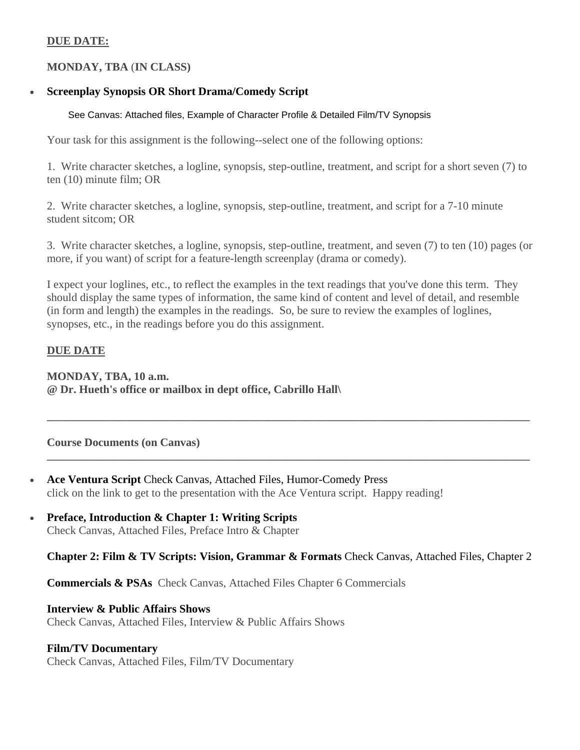**DUE DATE:**

**MONDAY, TBA (IN CLASS)**

- **Screenplay Synopsis OR Short Drama/Comedy Script**

  See Canvas: Attached files, Example of Character Profile & Detailed Film/TV Synopsis

  Your task for this assignment is the following--select one of the following options:

  1. Write character sketches, a logline, synopsis, step-outline, treatment, and script for a short seven (7) to ten (10) minute film; OR

  2. Write character sketches, a logline, synopsis, step-outline, treatment, and script for a 7-10 minute student sitcom; OR

  3. Write character sketches, a logline, synopsis, step-outline, treatment, and seven (7) to ten (10) pages (or more, if you want) of script for a feature-length screenplay (drama or comedy).

  I expect your loglines, etc., to reflect the examples in the text readings that you've done this term. They should display the same types of information, the same kind of content and level of detail, and resemble (in form and length) the examples in the readings. So, be sure to review the examples of loglines, synopses, etc., in the readings before you do this assignment.

  **DUE DATE**

  **MONDAY, TBA, 10 a.m.**
  **@ Dr. Hueth's office or mailbox in dept office, Cabrillo Hall\**

---

**Course Documents (on Canvas)**

---

- **Ace Ventura Script** Check Canvas, Attached Files, Humor-Comedy Press
  click on the link to get to the presentation with the Ace Ventura script. Happy reading!

- **Preface, Introduction & Chapter 1: Writing Scripts**
  Check Canvas, Attached Files, Preface Intro & Chapter

  **Chapter 2: Film & TV Scripts: Vision, Grammar & Formats** Check Canvas, Attached Files, Chapter 2

  **Commercials & PSAs** Check Canvas, Attached Files Chapter 6 Commercials

  **Interview & Public Affairs Shows**
  Check Canvas, Attached Files, Interview & Public Affairs Shows

  **Film/TV Documentary**
  Check Canvas, Attached Files, Film/TV Documentary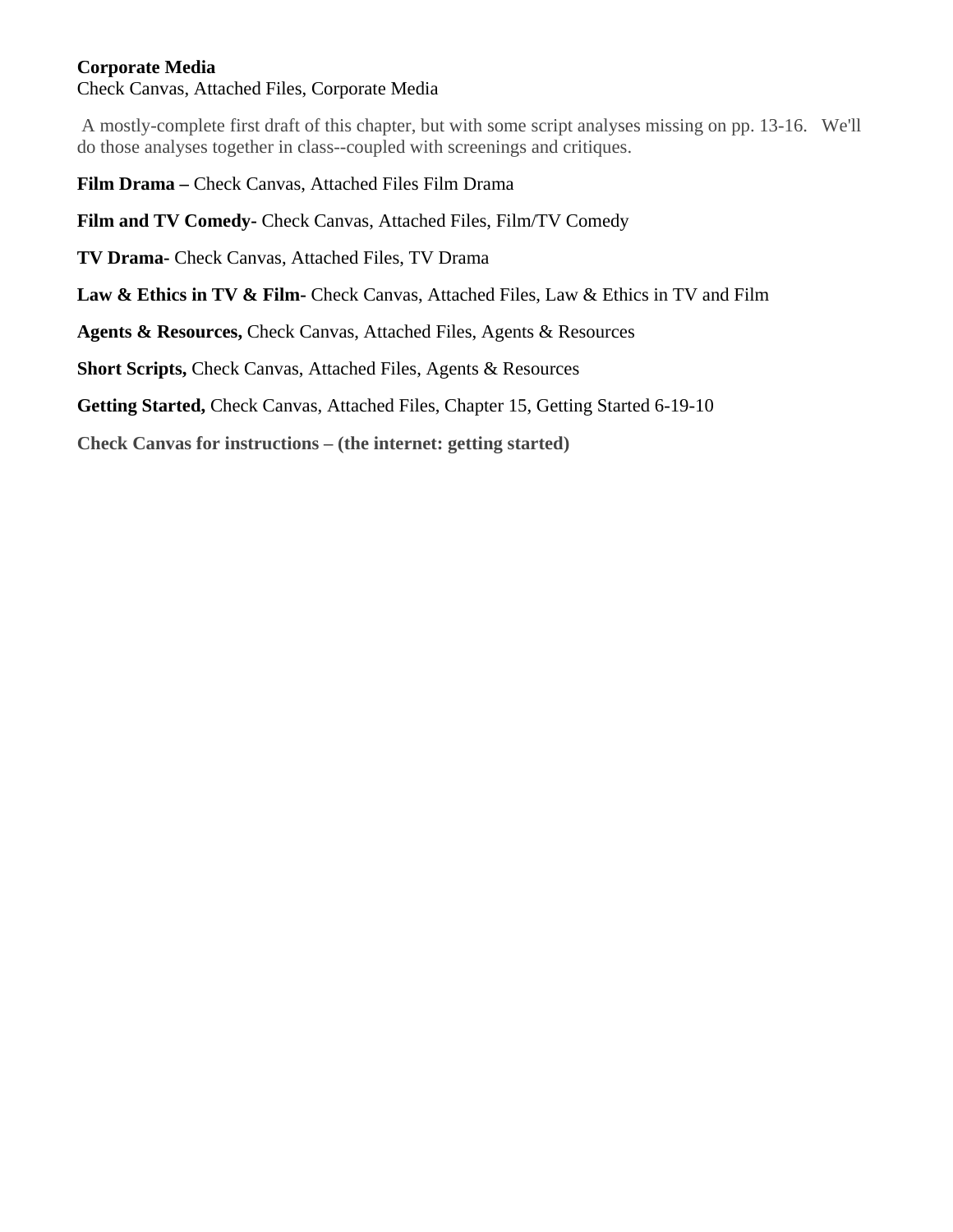**Corporate Media**
Check Canvas, Attached Files, Corporate Media

A mostly-complete first draft of this chapter, but with some script analyses missing on pp. 13-16. We'll do those analyses together in class--coupled with screenings and critiques.

**Film Drama –** Check Canvas, Attached Files Film Drama

**Film and TV Comedy-** Check Canvas, Attached Files, Film/TV Comedy

**TV Drama-** Check Canvas, Attached Files, TV Drama

**Law & Ethics in TV & Film-** Check Canvas, Attached Files, Law & Ethics in TV and Film

**Agents & Resources,** Check Canvas, Attached Files, Agents & Resources

**Short Scripts,** Check Canvas, Attached Files, Agents & Resources

**Getting Started,** Check Canvas, Attached Files, Chapter 15, Getting Started 6-19-10

**Check Canvas for instructions – (the internet: getting started)**